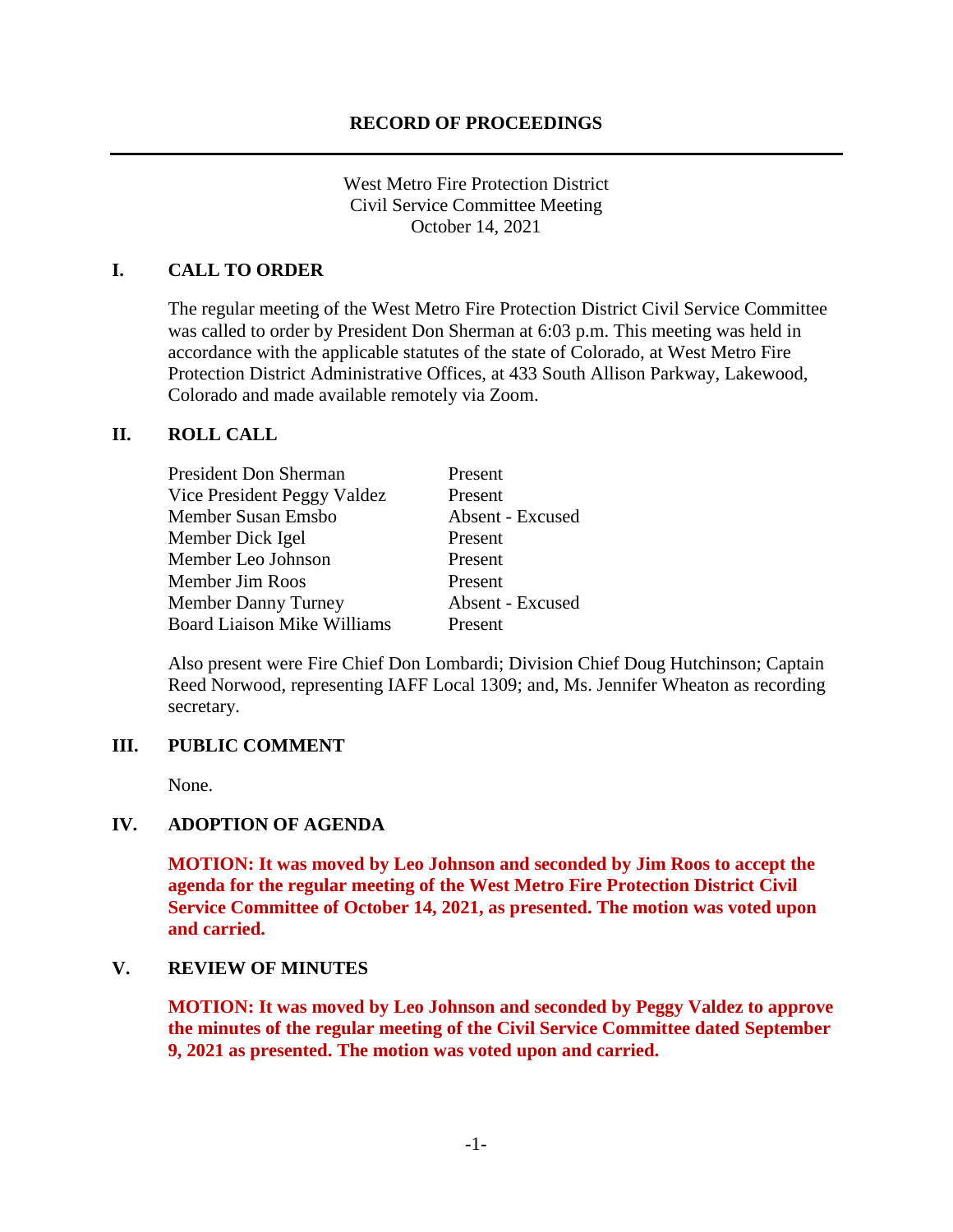# RECORD OF PROCEEDINGS

West Metro Fire Protection District
Civil Service Committee Meeting
October 14, 2021

## I. CALL TO ORDER

The regular meeting of the West Metro Fire Protection District Civil Service Committee was called to order by President Don Sherman at 6:03 p.m. This meeting was held in accordance with the applicable statutes of the state of Colorado, at West Metro Fire Protection District Administrative Offices, at 433 South Allison Parkway, Lakewood, Colorado and made available remotely via Zoom.

## II. ROLL CALL

| | |
|---|---|
| President Don Sherman | Present |
| Vice President Peggy Valdez | Present |
| Member Susan Emsbo | Absent - Excused |
| Member Dick Igel | Present |
| Member Leo Johnson | Present |
| Member Jim Roos | Present |
| Member Danny Turney | Absent - Excused |
| Board Liaison Mike Williams | Present |

Also present were Fire Chief Don Lombardi; Division Chief Doug Hutchinson; Captain Reed Norwood, representing IAFF Local 1309; and, Ms. Jennifer Wheaton as recording secretary.

## III. PUBLIC COMMENT

None.

## IV. ADOPTION OF AGENDA

**MOTION: It was moved by Leo Johnson and seconded by Jim Roos to accept the agenda for the regular meeting of the West Metro Fire Protection District Civil Service Committee of October 14, 2021, as presented. The motion was voted upon and carried.**

## V. REVIEW OF MINUTES

**MOTION: It was moved by Leo Johnson and seconded by Peggy Valdez to approve the minutes of the regular meeting of the Civil Service Committee dated September 9, 2021 as presented. The motion was voted upon and carried.**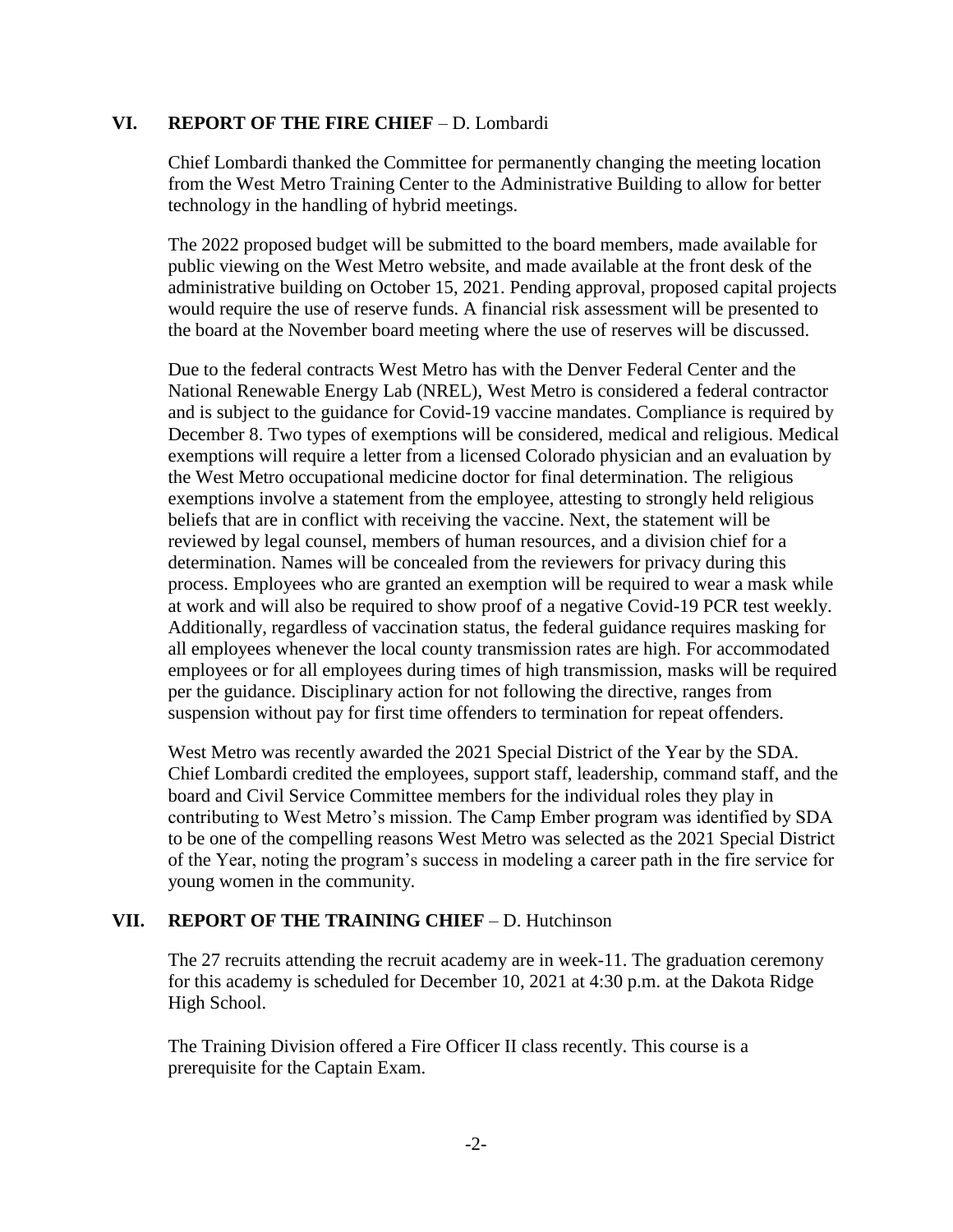## VI. REPORT OF THE FIRE CHIEF – D. Lombardi

Chief Lombardi thanked the Committee for permanently changing the meeting location from the West Metro Training Center to the Administrative Building to allow for better technology in the handling of hybrid meetings.

The 2022 proposed budget will be submitted to the board members, made available for public viewing on the West Metro website, and made available at the front desk of the administrative building on October 15, 2021. Pending approval, proposed capital projects would require the use of reserve funds. A financial risk assessment will be presented to the board at the November board meeting where the use of reserves will be discussed.

Due to the federal contracts West Metro has with the Denver Federal Center and the National Renewable Energy Lab (NREL), West Metro is considered a federal contractor and is subject to the guidance for Covid-19 vaccine mandates. Compliance is required by December 8. Two types of exemptions will be considered, medical and religious. Medical exemptions will require a letter from a licensed Colorado physician and an evaluation by the West Metro occupational medicine doctor for final determination. The religious exemptions involve a statement from the employee, attesting to strongly held religious beliefs that are in conflict with receiving the vaccine. Next, the statement will be reviewed by legal counsel, members of human resources, and a division chief for a determination. Names will be concealed from the reviewers for privacy during this process. Employees who are granted an exemption will be required to wear a mask while at work and will also be required to show proof of a negative Covid-19 PCR test weekly. Additionally, regardless of vaccination status, the federal guidance requires masking for all employees whenever the local county transmission rates are high. For accommodated employees or for all employees during times of high transmission, masks will be required per the guidance. Disciplinary action for not following the directive, ranges from suspension without pay for first time offenders to termination for repeat offenders.

West Metro was recently awarded the 2021 Special District of the Year by the SDA. Chief Lombardi credited the employees, support staff, leadership, command staff, and the board and Civil Service Committee members for the individual roles they play in contributing to West Metro's mission. The Camp Ember program was identified by SDA to be one of the compelling reasons West Metro was selected as the 2021 Special District of the Year, noting the program's success in modeling a career path in the fire service for young women in the community.

## VII. REPORT OF THE TRAINING CHIEF – D. Hutchinson

The 27 recruits attending the recruit academy are in week-11. The graduation ceremony for this academy is scheduled for December 10, 2021 at 4:30 p.m. at the Dakota Ridge High School.

The Training Division offered a Fire Officer II class recently. This course is a prerequisite for the Captain Exam.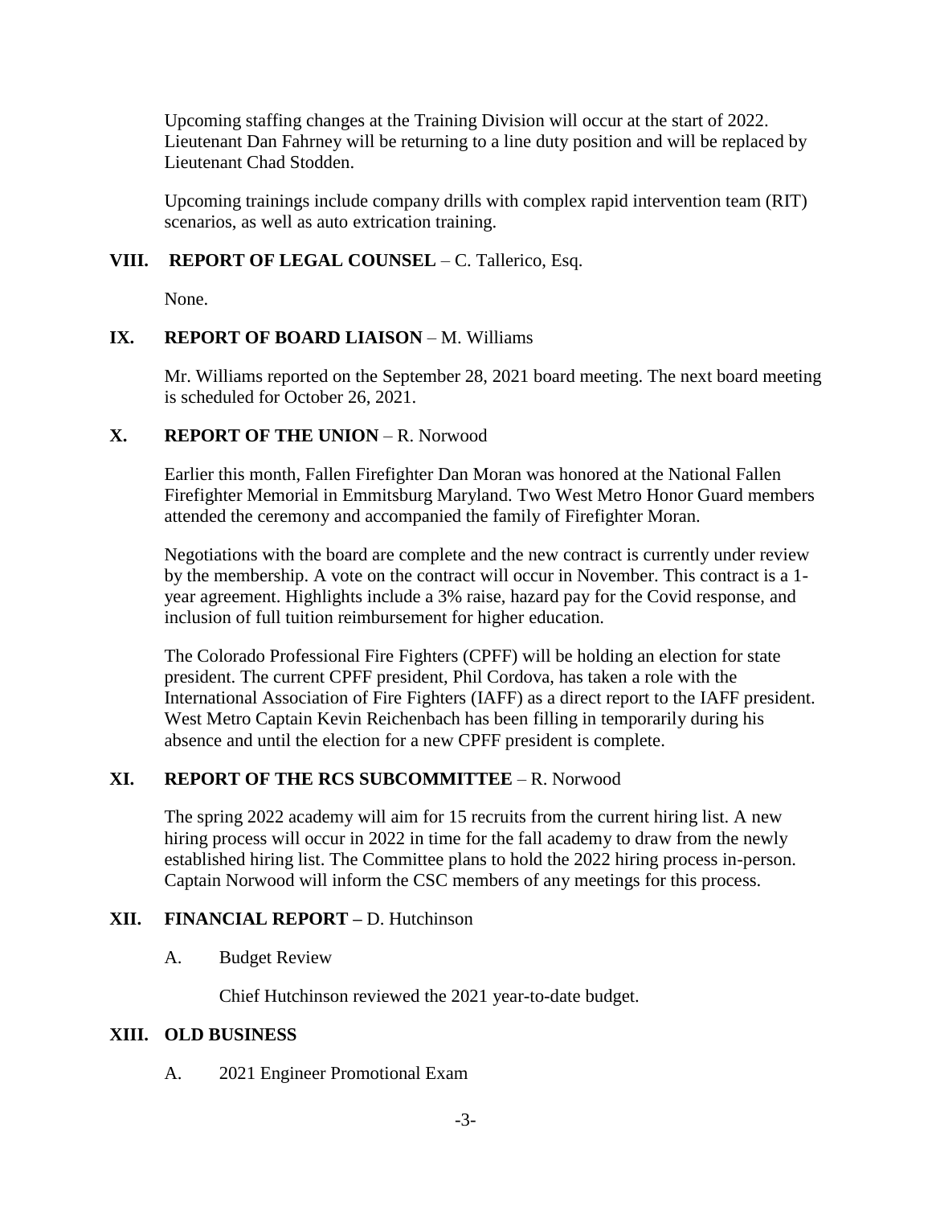Upcoming staffing changes at the Training Division will occur at the start of 2022. Lieutenant Dan Fahrney will be returning to a line duty position and will be replaced by Lieutenant Chad Stodden.

Upcoming trainings include company drills with complex rapid intervention team (RIT) scenarios, as well as auto extrication training.

## VIII. REPORT OF LEGAL COUNSEL – C. Tallerico, Esq.

None.

## IX. REPORT OF BOARD LIAISON – M. Williams

Mr. Williams reported on the September 28, 2021 board meeting. The next board meeting is scheduled for October 26, 2021.

## X. REPORT OF THE UNION – R. Norwood

Earlier this month, Fallen Firefighter Dan Moran was honored at the National Fallen Firefighter Memorial in Emmitsburg Maryland. Two West Metro Honor Guard members attended the ceremony and accompanied the family of Firefighter Moran.

Negotiations with the board are complete and the new contract is currently under review by the membership. A vote on the contract will occur in November. This contract is a 1-year agreement. Highlights include a 3% raise, hazard pay for the Covid response, and inclusion of full tuition reimbursement for higher education.

The Colorado Professional Fire Fighters (CPFF) will be holding an election for state president. The current CPFF president, Phil Cordova, has taken a role with the International Association of Fire Fighters (IAFF) as a direct report to the IAFF president. West Metro Captain Kevin Reichenbach has been filling in temporarily during his absence and until the election for a new CPFF president is complete.

## XI. REPORT OF THE RCS SUBCOMMITTEE – R. Norwood

The spring 2022 academy will aim for 15 recruits from the current hiring list. A new hiring process will occur in 2022 in time for the fall academy to draw from the newly established hiring list. The Committee plans to hold the 2022 hiring process in-person. Captain Norwood will inform the CSC members of any meetings for this process.

## XII. FINANCIAL REPORT – D. Hutchinson

A. Budget Review

Chief Hutchinson reviewed the 2021 year-to-date budget.

## XIII. OLD BUSINESS

A. 2021 Engineer Promotional Exam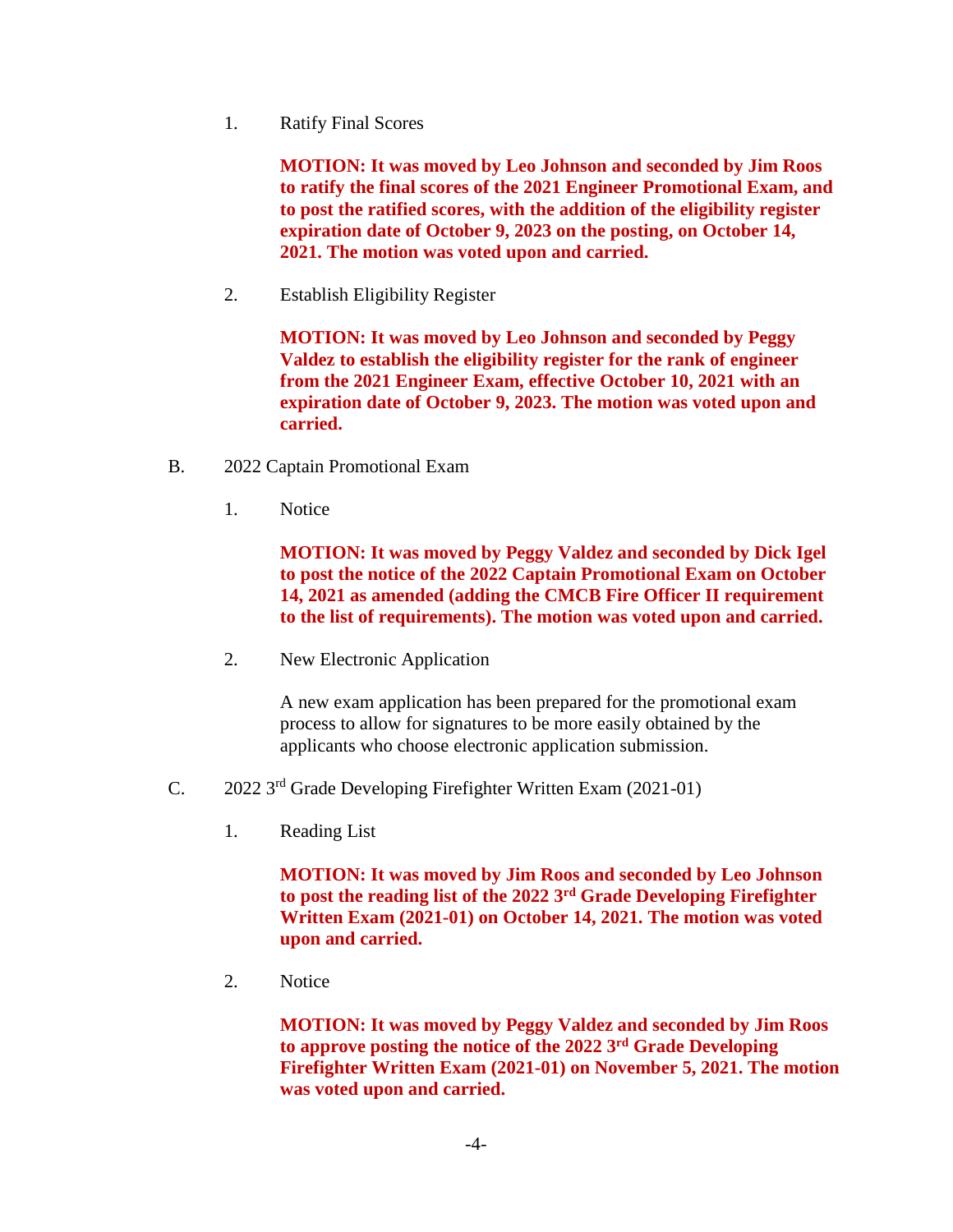1. Ratify Final Scores

   **MOTION: It was moved by Leo Johnson and seconded by Jim Roos to ratify the final scores of the 2021 Engineer Promotional Exam, and to post the ratified scores, with the addition of the eligibility register expiration date of October 9, 2023 on the posting, on October 14, 2021. The motion was voted upon and carried.**

2. Establish Eligibility Register

   **MOTION: It was moved by Leo Johnson and seconded by Peggy Valdez to establish the eligibility register for the rank of engineer from the 2021 Engineer Exam, effective October 10, 2021 with an expiration date of October 9, 2023. The motion was voted upon and carried.**

B. 2022 Captain Promotional Exam

1. Notice

   **MOTION: It was moved by Peggy Valdez and seconded by Dick Igel to post the notice of the 2022 Captain Promotional Exam on October 14, 2021 as amended (adding the CMCB Fire Officer II requirement to the list of requirements). The motion was voted upon and carried.**

2. New Electronic Application

   A new exam application has been prepared for the promotional exam process to allow for signatures to be more easily obtained by the applicants who choose electronic application submission.

C. 2022 3rd Grade Developing Firefighter Written Exam (2021-01)

1. Reading List

   **MOTION: It was moved by Jim Roos and seconded by Leo Johnson to post the reading list of the 2022 3rd Grade Developing Firefighter Written Exam (2021-01) on October 14, 2021. The motion was voted upon and carried.**

2. Notice

   **MOTION: It was moved by Peggy Valdez and seconded by Jim Roos to approve posting the notice of the 2022 3rd Grade Developing Firefighter Written Exam (2021-01) on November 5, 2021. The motion was voted upon and carried.**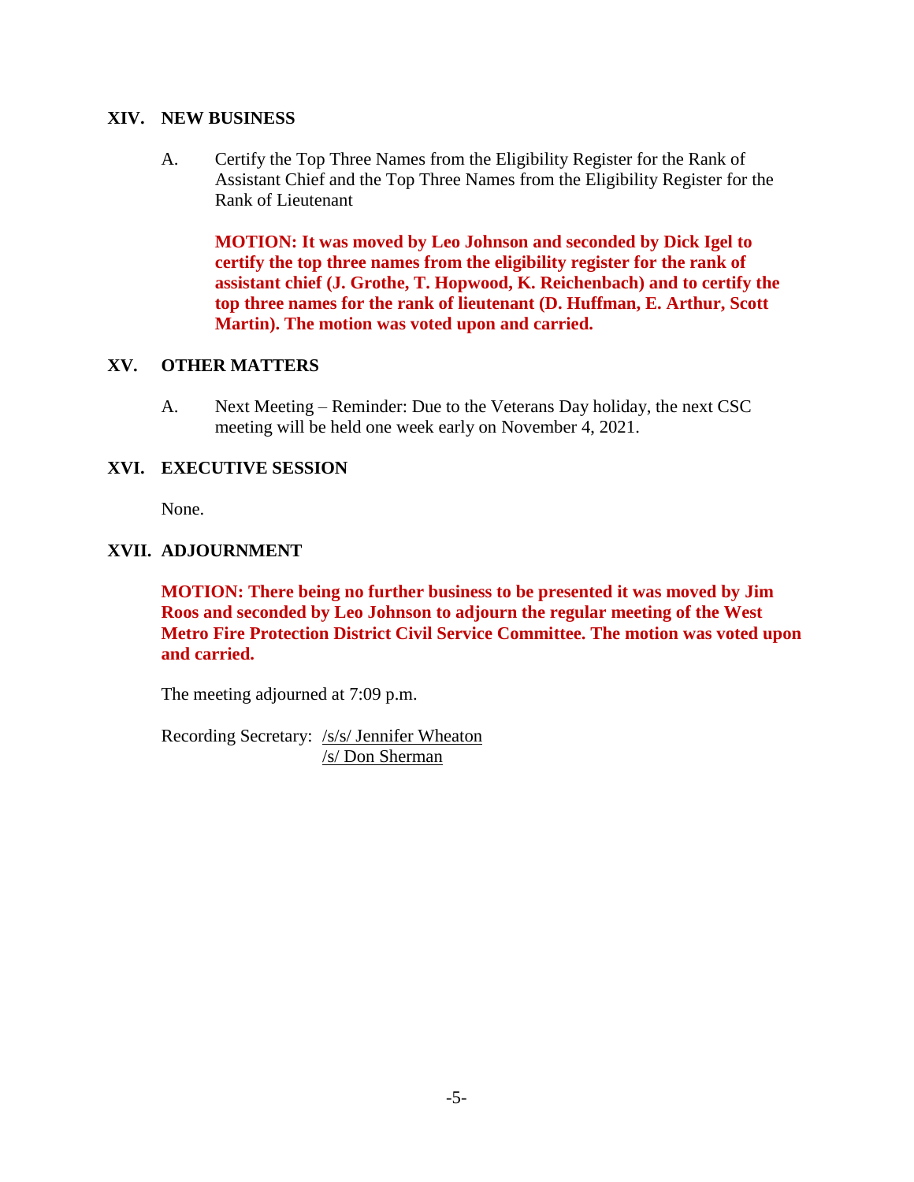## XIV. NEW BUSINESS

A. Certify the Top Three Names from the Eligibility Register for the Rank of Assistant Chief and the Top Three Names from the Eligibility Register for the Rank of Lieutenant

**MOTION: It was moved by Leo Johnson and seconded by Dick Igel to certify the top three names from the eligibility register for the rank of assistant chief (J. Grothe, T. Hopwood, K. Reichenbach) and to certify the top three names for the rank of lieutenant (D. Huffman, E. Arthur, Scott Martin). The motion was voted upon and carried.**

## XV. OTHER MATTERS

A. Next Meeting – Reminder: Due to the Veterans Day holiday, the next CSC meeting will be held one week early on November 4, 2021.

## XVI. EXECUTIVE SESSION

None.

## XVII. ADJOURNMENT

**MOTION: There being no further business to be presented it was moved by Jim Roos and seconded by Leo Johnson to adjourn the regular meeting of the West Metro Fire Protection District Civil Service Committee. The motion was voted upon and carried.**

The meeting adjourned at 7:09 p.m.

Recording Secretary: /s/s/ Jennifer Wheaton
/s/ Don Sherman